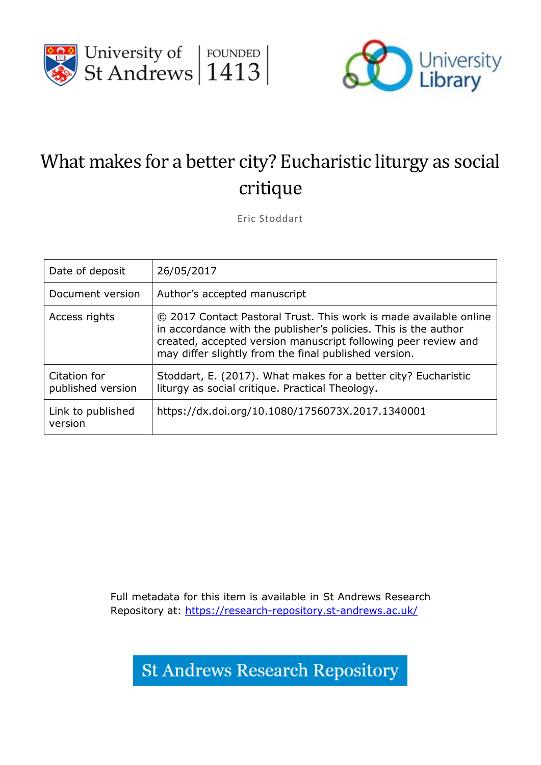# What makes for a better city? Eucharistic liturgy as social critique

Eric Stoddart

| Date of deposit | 26/05/2017 |
|---|---|
| Document version | Author's accepted manuscript |
| Access rights | © 2017 Contact Pastoral Trust. This work is made available online in accordance with the publisher's policies. This is the author created, accepted version manuscript following peer review and may differ slightly from the final published version. |
| Citation for published version | Stoddart, E. (2017). What makes for a better city? Eucharistic liturgy as social critique. Practical Theology. |
| Link to published version | https://dx.doi.org/10.1080/1756073X.2017.1340001 |

Full metadata for this item is available in St Andrews Research Repository at: https://research-repository.st-andrews.ac.uk/

St Andrews Research Repository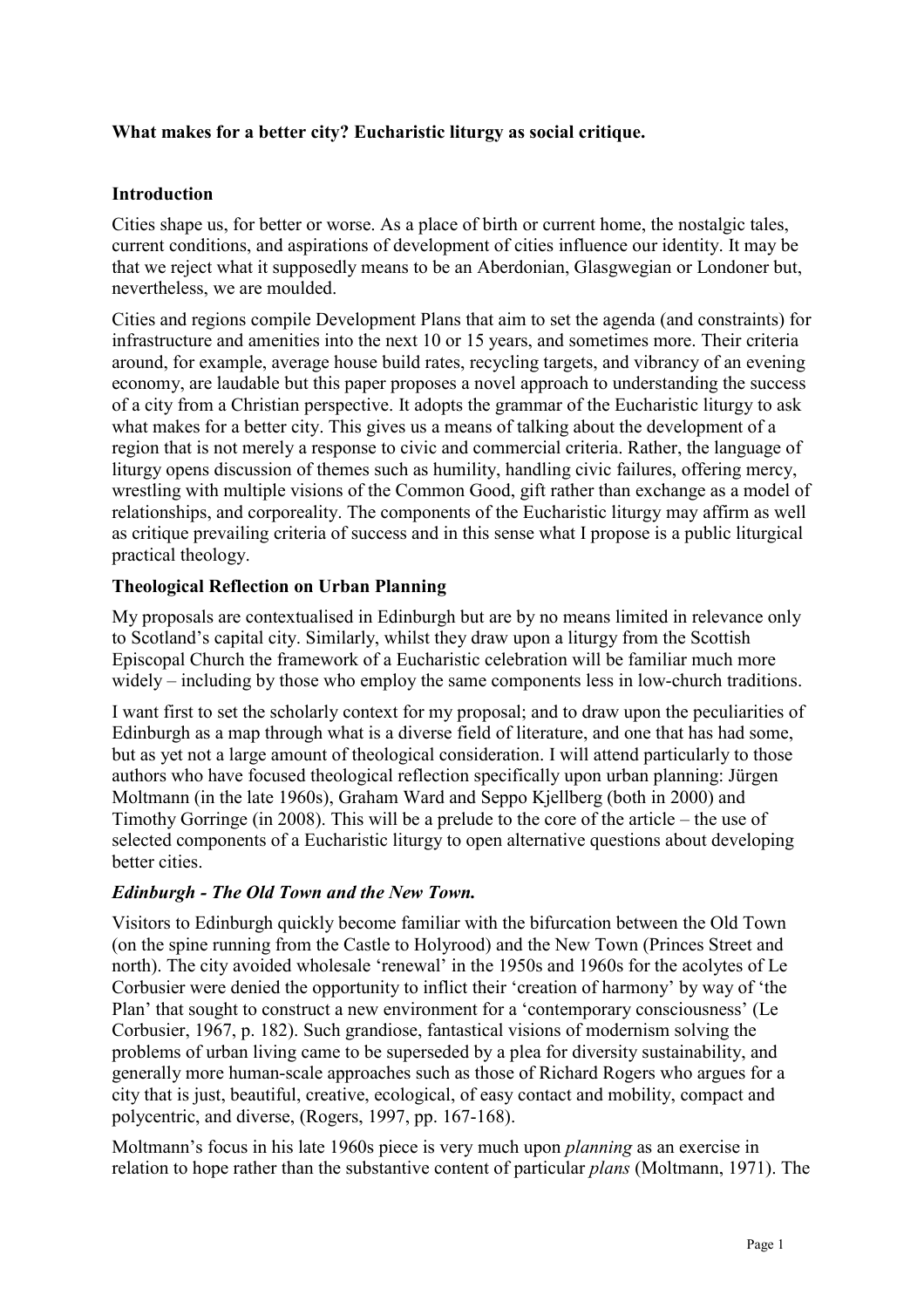**What makes for a better city? Eucharistic liturgy as social critique.**

## Introduction

Cities shape us, for better or worse. As a place of birth or current home, the nostalgic tales, current conditions, and aspirations of development of cities influence our identity. It may be that we reject what it supposedly means to be an Aberdonian, Glasgwegian or Londoner but, nevertheless, we are moulded.

Cities and regions compile Development Plans that aim to set the agenda (and constraints) for infrastructure and amenities into the next 10 or 15 years, and sometimes more. Their criteria around, for example, average house build rates, recycling targets, and vibrancy of an evening economy, are laudable but this paper proposes a novel approach to understanding the success of a city from a Christian perspective. It adopts the grammar of the Eucharistic liturgy to ask what makes for a better city. This gives us a means of talking about the development of a region that is not merely a response to civic and commercial criteria. Rather, the language of liturgy opens discussion of themes such as humility, handling civic failures, offering mercy, wrestling with multiple visions of the Common Good, gift rather than exchange as a model of relationships, and corporeality. The components of the Eucharistic liturgy may affirm as well as critique prevailing criteria of success and in this sense what I propose is a public liturgical practical theology.

## Theological Reflection on Urban Planning

My proposals are contextualised in Edinburgh but are by no means limited in relevance only to Scotland's capital city. Similarly, whilst they draw upon a liturgy from the Scottish Episcopal Church the framework of a Eucharistic celebration will be familiar much more widely – including by those who employ the same components less in low-church traditions.

I want first to set the scholarly context for my proposal; and to draw upon the peculiarities of Edinburgh as a map through what is a diverse field of literature, and one that has had some, but as yet not a large amount of theological consideration. I will attend particularly to those authors who have focused theological reflection specifically upon urban planning: Jürgen Moltmann (in the late 1960s), Graham Ward and Seppo Kjellberg (both in 2000) and Timothy Gorringe (in 2008). This will be a prelude to the core of the article – the use of selected components of a Eucharistic liturgy to open alternative questions about developing better cities.

### *Edinburgh - The Old Town and the New Town.*

Visitors to Edinburgh quickly become familiar with the bifurcation between the Old Town (on the spine running from the Castle to Holyrood) and the New Town (Princes Street and north). The city avoided wholesale 'renewal' in the 1950s and 1960s for the acolytes of Le Corbusier were denied the opportunity to inflict their 'creation of harmony' by way of 'the Plan' that sought to construct a new environment for a 'contemporary consciousness' (Le Corbusier, 1967, p. 182). Such grandiose, fantastical visions of modernism solving the problems of urban living came to be superseded by a plea for diversity sustainability, and generally more human-scale approaches such as those of Richard Rogers who argues for a city that is just, beautiful, creative, ecological, of easy contact and mobility, compact and polycentric, and diverse, (Rogers, 1997, pp. 167-168).

Moltmann's focus in his late 1960s piece is very much upon *planning* as an exercise in relation to hope rather than the substantive content of particular *plans* (Moltmann, 1971). The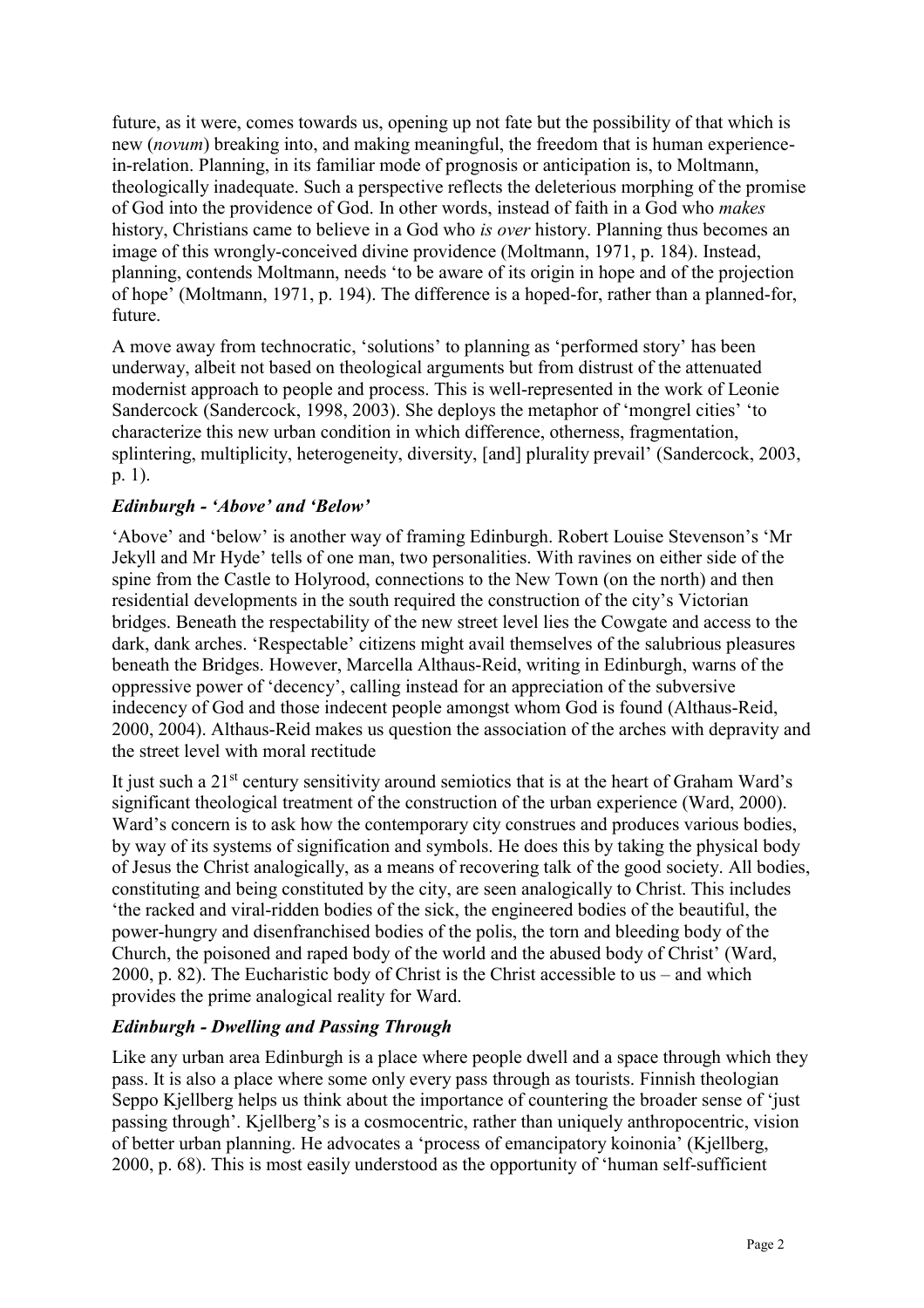future, as it were, comes towards us, opening up not fate but the possibility of that which is new (*novum*) breaking into, and making meaningful, the freedom that is human experience-in-relation. Planning, in its familiar mode of prognosis or anticipation is, to Moltmann, theologically inadequate. Such a perspective reflects the deleterious morphing of the promise of God into the providence of God. In other words, instead of faith in a God who *makes* history, Christians came to believe in a God who *is over* history. Planning thus becomes an image of this wrongly-conceived divine providence (Moltmann, 1971, p. 184). Instead, planning, contends Moltmann, needs 'to be aware of its origin in hope and of the projection of hope' (Moltmann, 1971, p. 194). The difference is a hoped-for, rather than a planned-for, future.

A move away from technocratic, 'solutions' to planning as 'performed story' has been underway, albeit not based on theological arguments but from distrust of the attenuated modernist approach to people and process. This is well-represented in the work of Leonie Sandercock (Sandercock, 1998, 2003). She deploys the metaphor of 'mongrel cities' 'to characterize this new urban condition in which difference, otherness, fragmentation, splintering, multiplicity, heterogeneity, diversity, [and] plurality prevail' (Sandercock, 2003, p. 1).

### *Edinburgh - 'Above' and 'Below'*

'Above' and 'below' is another way of framing Edinburgh. Robert Louise Stevenson's 'Mr Jekyll and Mr Hyde' tells of one man, two personalities. With ravines on either side of the spine from the Castle to Holyrood, connections to the New Town (on the north) and then residential developments in the south required the construction of the city's Victorian bridges. Beneath the respectability of the new street level lies the Cowgate and access to the dark, dank arches. 'Respectable' citizens might avail themselves of the salubrious pleasures beneath the Bridges. However, Marcella Althaus-Reid, writing in Edinburgh, warns of the oppressive power of 'decency', calling instead for an appreciation of the subversive indecency of God and those indecent people amongst whom God is found (Althaus-Reid, 2000, 2004). Althaus-Reid makes us question the association of the arches with depravity and the street level with moral rectitude

It just such a 21st century sensitivity around semiotics that is at the heart of Graham Ward's significant theological treatment of the construction of the urban experience (Ward, 2000). Ward's concern is to ask how the contemporary city construes and produces various bodies, by way of its systems of signification and symbols. He does this by taking the physical body of Jesus the Christ analogically, as a means of recovering talk of the good society. All bodies, constituting and being constituted by the city, are seen analogically to Christ. This includes 'the racked and viral-ridden bodies of the sick, the engineered bodies of the beautiful, the power-hungry and disenfranchised bodies of the polis, the torn and bleeding body of the Church, the poisoned and raped body of the world and the abused body of Christ' (Ward, 2000, p. 82). The Eucharistic body of Christ is the Christ accessible to us – and which provides the prime analogical reality for Ward.

### *Edinburgh - Dwelling and Passing Through*

Like any urban area Edinburgh is a place where people dwell and a space through which they pass. It is also a place where some only every pass through as tourists. Finnish theologian Seppo Kjellberg helps us think about the importance of countering the broader sense of 'just passing through'. Kjellberg's is a cosmocentric, rather than uniquely anthropocentric, vision of better urban planning. He advocates a 'process of emancipatory koinonia' (Kjellberg, 2000, p. 68). This is most easily understood as the opportunity of 'human self-sufficient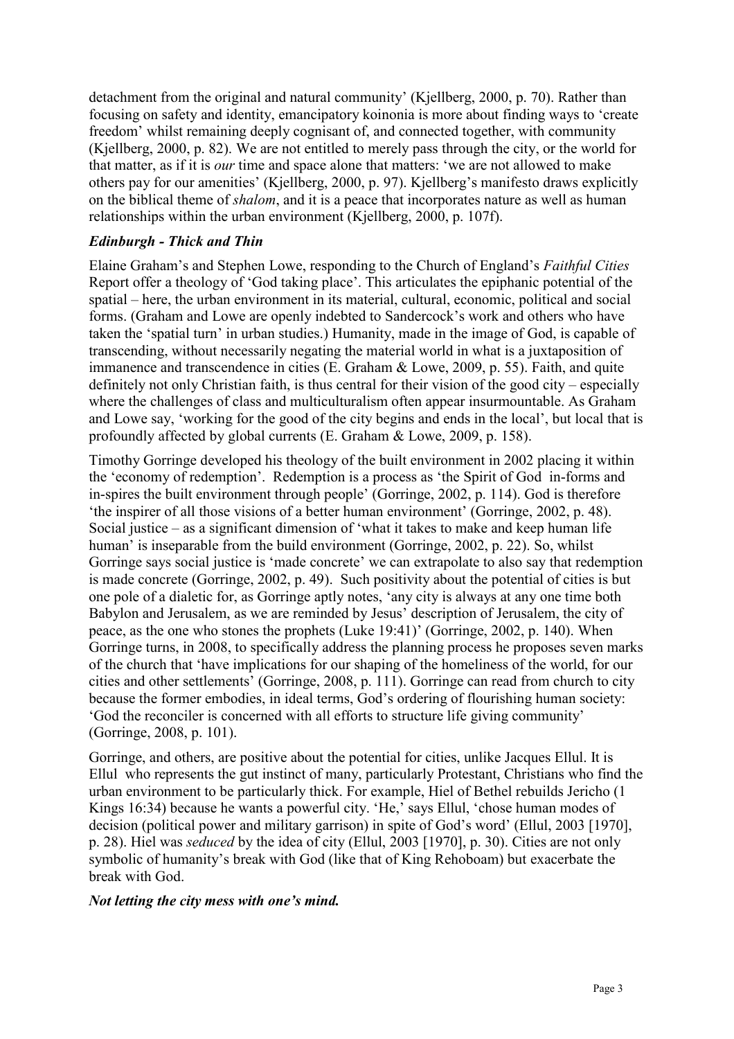detachment from the original and natural community' (Kjellberg, 2000, p. 70). Rather than focusing on safety and identity, emancipatory koinonia is more about finding ways to 'create freedom' whilst remaining deeply cognisant of, and connected together, with community (Kjellberg, 2000, p. 82). We are not entitled to merely pass through the city, or the world for that matter, as if it is *our* time and space alone that matters: 'we are not allowed to make others pay for our amenities' (Kjellberg, 2000, p. 97). Kjellberg's manifesto draws explicitly on the biblical theme of *shalom*, and it is a peace that incorporates nature as well as human relationships within the urban environment (Kjellberg, 2000, p. 107f).

***Edinburgh - Thick and Thin***

Elaine Graham's and Stephen Lowe, responding to the Church of England's *Faithful Cities* Report offer a theology of 'God taking place'. This articulates the epiphanic potential of the spatial – here, the urban environment in its material, cultural, economic, political and social forms. (Graham and Lowe are openly indebted to Sandercock's work and others who have taken the 'spatial turn' in urban studies.) Humanity, made in the image of God, is capable of transcending, without necessarily negating the material world in what is a juxtaposition of immanence and transcendence in cities (E. Graham & Lowe, 2009, p. 55). Faith, and quite definitely not only Christian faith, is thus central for their vision of the good city – especially where the challenges of class and multiculturalism often appear insurmountable. As Graham and Lowe say, 'working for the good of the city begins and ends in the local', but local that is profoundly affected by global currents (E. Graham & Lowe, 2009, p. 158).

Timothy Gorringe developed his theology of the built environment in 2002 placing it within the 'economy of redemption'. Redemption is a process as 'the Spirit of God in-forms and in-spires the built environment through people' (Gorringe, 2002, p. 114). God is therefore 'the inspirer of all those visions of a better human environment' (Gorringe, 2002, p. 48). Social justice – as a significant dimension of 'what it takes to make and keep human life human' is inseparable from the build environment (Gorringe, 2002, p. 22). So, whilst Gorringe says social justice is 'made concrete' we can extrapolate to also say that redemption is made concrete (Gorringe, 2002, p. 49). Such positivity about the potential of cities is but one pole of a dialetic for, as Gorringe aptly notes, 'any city is always at any one time both Babylon and Jerusalem, as we are reminded by Jesus' description of Jerusalem, the city of peace, as the one who stones the prophets (Luke 19:41)' (Gorringe, 2002, p. 140). When Gorringe turns, in 2008, to specifically address the planning process he proposes seven marks of the church that 'have implications for our shaping of the homeliness of the world, for our cities and other settlements' (Gorringe, 2008, p. 111). Gorringe can read from church to city because the former embodies, in ideal terms, God's ordering of flourishing human society: 'God the reconciler is concerned with all efforts to structure life giving community' (Gorringe, 2008, p. 101).

Gorringe, and others, are positive about the potential for cities, unlike Jacques Ellul. It is Ellul who represents the gut instinct of many, particularly Protestant, Christians who find the urban environment to be particularly thick. For example, Hiel of Bethel rebuilds Jericho (1 Kings 16:34) because he wants a powerful city. 'He,' says Ellul, 'chose human modes of decision (political power and military garrison) in spite of God's word' (Ellul, 2003 [1970], p. 28). Hiel was *seduced* by the idea of city (Ellul, 2003 [1970], p. 30). Cities are not only symbolic of humanity's break with God (like that of King Rehoboam) but exacerbate the break with God.

***Not letting the city mess with one's mind.***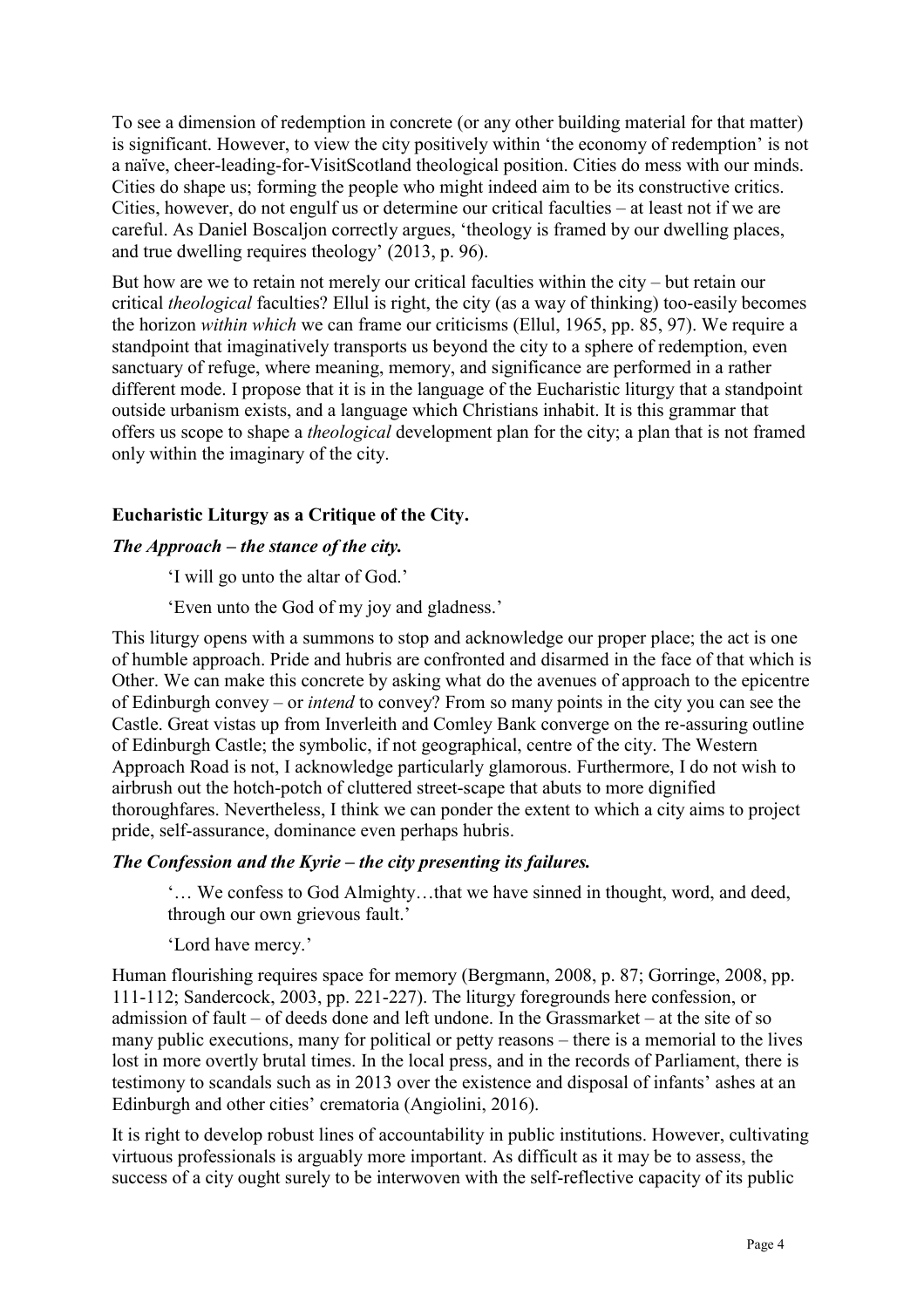To see a dimension of redemption in concrete (or any other building material for that matter) is significant. However, to view the city positively within 'the economy of redemption' is not a naïve, cheer-leading-for-VisitScotland theological position. Cities do mess with our minds. Cities do shape us; forming the people who might indeed aim to be its constructive critics. Cities, however, do not engulf us or determine our critical faculties – at least not if we are careful. As Daniel Boscaljon correctly argues, 'theology is framed by our dwelling places, and true dwelling requires theology' (2013, p. 96).

But how are we to retain not merely our critical faculties within the city – but retain our critical *theological* faculties? Ellul is right, the city (as a way of thinking) too-easily becomes the horizon *within which* we can frame our criticisms (Ellul, 1965, pp. 85, 97). We require a standpoint that imaginatively transports us beyond the city to a sphere of redemption, even sanctuary of refuge, where meaning, memory, and significance are performed in a rather different mode. I propose that it is in the language of the Eucharistic liturgy that a standpoint outside urbanism exists, and a language which Christians inhabit. It is this grammar that offers us scope to shape a *theological* development plan for the city; a plan that is not framed only within the imaginary of the city.

## Eucharistic Liturgy as a Critique of the City.

### *The Approach – the stance of the city.*

> 'I will go unto the altar of God.'
>
> 'Even unto the God of my joy and gladness.'

This liturgy opens with a summons to stop and acknowledge our proper place; the act is one of humble approach. Pride and hubris are confronted and disarmed in the face of that which is Other. We can make this concrete by asking what do the avenues of approach to the epicentre of Edinburgh convey – or *intend* to convey? From so many points in the city you can see the Castle. Great vistas up from Inverleith and Comley Bank converge on the re-assuring outline of Edinburgh Castle; the symbolic, if not geographical, centre of the city. The Western Approach Road is not, I acknowledge particularly glamorous. Furthermore, I do not wish to airbrush out the hotch-potch of cluttered street-scape that abuts to more dignified thoroughfares. Nevertheless, I think we can ponder the extent to which a city aims to project pride, self-assurance, dominance even perhaps hubris.

### *The Confession and the Kyrie – the city presenting its failures.*

> '… We confess to God Almighty…that we have sinned in thought, word, and deed, through our own grievous fault.'
>
> 'Lord have mercy.'

Human flourishing requires space for memory (Bergmann, 2008, p. 87; Gorringe, 2008, pp. 111-112; Sandercock, 2003, pp. 221-227). The liturgy foregrounds here confession, or admission of fault – of deeds done and left undone. In the Grassmarket – at the site of so many public executions, many for political or petty reasons – there is a memorial to the lives lost in more overtly brutal times. In the local press, and in the records of Parliament, there is testimony to scandals such as in 2013 over the existence and disposal of infants' ashes at an Edinburgh and other cities' crematoria (Angiolini, 2016).

It is right to develop robust lines of accountability in public institutions. However, cultivating virtuous professionals is arguably more important. As difficult as it may be to assess, the success of a city ought surely to be interwoven with the self-reflective capacity of its public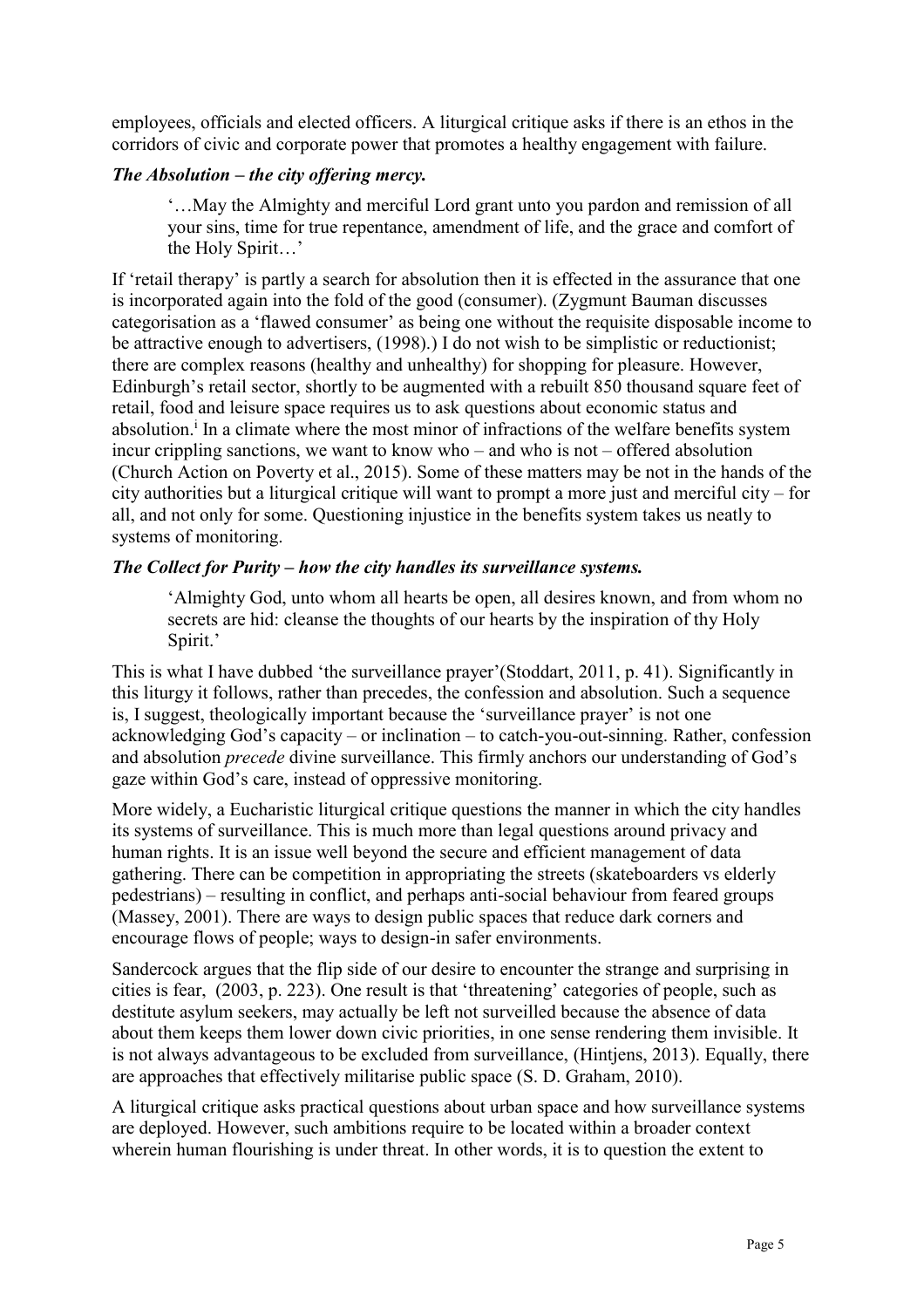employees, officials and elected officers. A liturgical critique asks if there is an ethos in the corridors of civic and corporate power that promotes a healthy engagement with failure.

### *The Absolution – the city offering mercy.*

> '…May the Almighty and merciful Lord grant unto you pardon and remission of all your sins, time for true repentance, amendment of life, and the grace and comfort of the Holy Spirit…'

If 'retail therapy' is partly a search for absolution then it is effected in the assurance that one is incorporated again into the fold of the good (consumer). (Zygmunt Bauman discusses categorisation as a 'flawed consumer' as being one without the requisite disposable income to be attractive enough to advertisers, (1998).) I do not wish to be simplistic or reductionist; there are complex reasons (healthy and unhealthy) for shopping for pleasure. However, Edinburgh's retail sector, shortly to be augmented with a rebuilt 850 thousand square feet of retail, food and leisure space requires us to ask questions about economic status and absolution.[i] In a climate where the most minor of infractions of the welfare benefits system incur crippling sanctions, we want to know who – and who is not – offered absolution (Church Action on Poverty et al., 2015). Some of these matters may be not in the hands of the city authorities but a liturgical critique will want to prompt a more just and merciful city – for all, and not only for some. Questioning injustice in the benefits system takes us neatly to systems of monitoring.

### *The Collect for Purity – how the city handles its surveillance systems.*

> 'Almighty God, unto whom all hearts be open, all desires known, and from whom no secrets are hid: cleanse the thoughts of our hearts by the inspiration of thy Holy Spirit.'

This is what I have dubbed 'the surveillance prayer'(Stoddart, 2011, p. 41). Significantly in this liturgy it follows, rather than precedes, the confession and absolution. Such a sequence is, I suggest, theologically important because the 'surveillance prayer' is not one acknowledging God's capacity – or inclination – to catch-you-out-sinning. Rather, confession and absolution *precede* divine surveillance. This firmly anchors our understanding of God's gaze within God's care, instead of oppressive monitoring.

More widely, a Eucharistic liturgical critique questions the manner in which the city handles its systems of surveillance. This is much more than legal questions around privacy and human rights. It is an issue well beyond the secure and efficient management of data gathering. There can be competition in appropriating the streets (skateboarders vs elderly pedestrians) – resulting in conflict, and perhaps anti-social behaviour from feared groups (Massey, 2001). There are ways to design public spaces that reduce dark corners and encourage flows of people; ways to design-in safer environments.

Sandercock argues that the flip side of our desire to encounter the strange and surprising in cities is fear, (2003, p. 223). One result is that 'threatening' categories of people, such as destitute asylum seekers, may actually be left not surveilled because the absence of data about them keeps them lower down civic priorities, in one sense rendering them invisible. It is not always advantageous to be excluded from surveillance, (Hintjens, 2013). Equally, there are approaches that effectively militarise public space (S. D. Graham, 2010).

A liturgical critique asks practical questions about urban space and how surveillance systems are deployed. However, such ambitions require to be located within a broader context wherein human flourishing is under threat. In other words, it is to question the extent to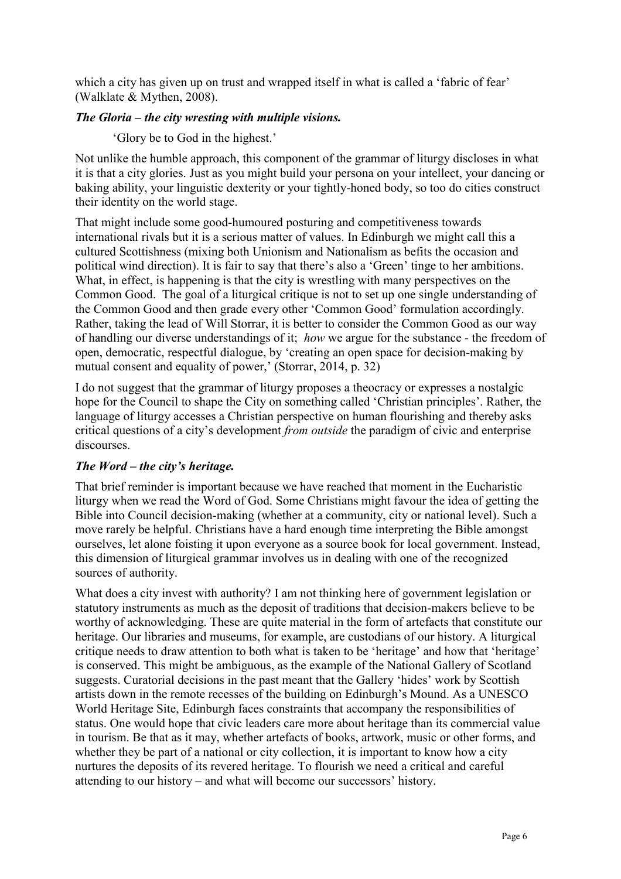which a city has given up on trust and wrapped itself in what is called a 'fabric of fear' (Walklate & Mythen, 2008).

### *The Gloria – the city wresting with multiple visions.*

'Glory be to God in the highest.'

Not unlike the humble approach, this component of the grammar of liturgy discloses in what it is that a city glories. Just as you might build your persona on your intellect, your dancing or baking ability, your linguistic dexterity or your tightly-honed body, so too do cities construct their identity on the world stage.

That might include some good-humoured posturing and competitiveness towards international rivals but it is a serious matter of values. In Edinburgh we might call this a cultured Scottishness (mixing both Unionism and Nationalism as befits the occasion and political wind direction). It is fair to say that there's also a 'Green' tinge to her ambitions. What, in effect, is happening is that the city is wrestling with many perspectives on the Common Good. The goal of a liturgical critique is not to set up one single understanding of the Common Good and then grade every other 'Common Good' formulation accordingly. Rather, taking the lead of Will Storrar, it is better to consider the Common Good as our way of handling our diverse understandings of it; *how* we argue for the substance - the freedom of open, democratic, respectful dialogue, by 'creating an open space for decision-making by mutual consent and equality of power,' (Storrar, 2014, p. 32)

I do not suggest that the grammar of liturgy proposes a theocracy or expresses a nostalgic hope for the Council to shape the City on something called 'Christian principles'. Rather, the language of liturgy accesses a Christian perspective on human flourishing and thereby asks critical questions of a city's development *from outside* the paradigm of civic and enterprise discourses.

### *The Word – the city's heritage.*

That brief reminder is important because we have reached that moment in the Eucharistic liturgy when we read the Word of God. Some Christians might favour the idea of getting the Bible into Council decision-making (whether at a community, city or national level). Such a move rarely be helpful. Christians have a hard enough time interpreting the Bible amongst ourselves, let alone foisting it upon everyone as a source book for local government. Instead, this dimension of liturgical grammar involves us in dealing with one of the recognized sources of authority.

What does a city invest with authority? I am not thinking here of government legislation or statutory instruments as much as the deposit of traditions that decision-makers believe to be worthy of acknowledging. These are quite material in the form of artefacts that constitute our heritage. Our libraries and museums, for example, are custodians of our history. A liturgical critique needs to draw attention to both what is taken to be 'heritage' and how that 'heritage' is conserved. This might be ambiguous, as the example of the National Gallery of Scotland suggests. Curatorial decisions in the past meant that the Gallery 'hides' work by Scottish artists down in the remote recesses of the building on Edinburgh's Mound. As a UNESCO World Heritage Site, Edinburgh faces constraints that accompany the responsibilities of status. One would hope that civic leaders care more about heritage than its commercial value in tourism. Be that as it may, whether artefacts of books, artwork, music or other forms, and whether they be part of a national or city collection, it is important to know how a city nurtures the deposits of its revered heritage. To flourish we need a critical and careful attending to our history – and what will become our successors' history.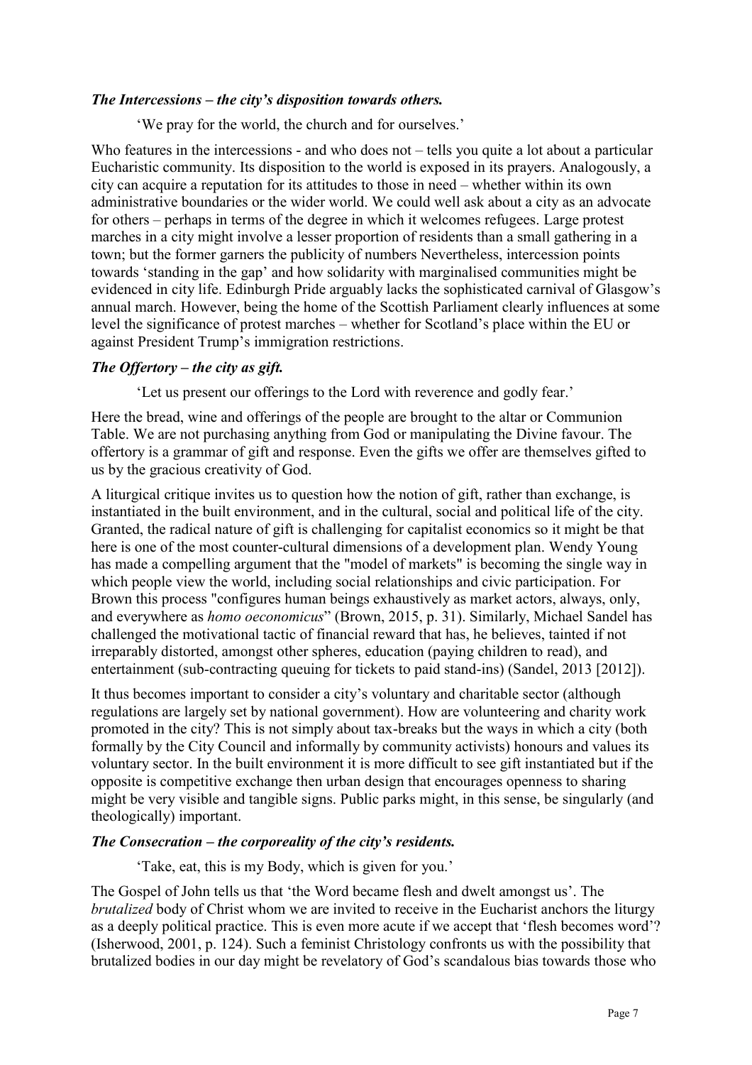### *The Intercessions – the city's disposition towards others.*

> 'We pray for the world, the church and for ourselves.'

Who features in the intercessions - and who does not – tells you quite a lot about a particular Eucharistic community. Its disposition to the world is exposed in its prayers. Analogously, a city can acquire a reputation for its attitudes to those in need – whether within its own administrative boundaries or the wider world. We could well ask about a city as an advocate for others – perhaps in terms of the degree in which it welcomes refugees. Large protest marches in a city might involve a lesser proportion of residents than a small gathering in a town; but the former garners the publicity of numbers Nevertheless, intercession points towards 'standing in the gap' and how solidarity with marginalised communities might be evidenced in city life. Edinburgh Pride arguably lacks the sophisticated carnival of Glasgow's annual march. However, being the home of the Scottish Parliament clearly influences at some level the significance of protest marches – whether for Scotland's place within the EU or against President Trump's immigration restrictions.

### *The Offertory – the city as gift.*

> 'Let us present our offerings to the Lord with reverence and godly fear.'

Here the bread, wine and offerings of the people are brought to the altar or Communion Table. We are not purchasing anything from God or manipulating the Divine favour. The offertory is a grammar of gift and response. Even the gifts we offer are themselves gifted to us by the gracious creativity of God.

A liturgical critique invites us to question how the notion of gift, rather than exchange, is instantiated in the built environment, and in the cultural, social and political life of the city. Granted, the radical nature of gift is challenging for capitalist economics so it might be that here is one of the most counter-cultural dimensions of a development plan. Wendy Young has made a compelling argument that the "model of markets" is becoming the single way in which people view the world, including social relationships and civic participation. For Brown this process "configures human beings exhaustively as market actors, always, only, and everywhere as *homo oeconomicus*" (Brown, 2015, p. 31). Similarly, Michael Sandel has challenged the motivational tactic of financial reward that has, he believes, tainted if not irreparably distorted, amongst other spheres, education (paying children to read), and entertainment (sub-contracting queuing for tickets to paid stand-ins) (Sandel, 2013 [2012]).

It thus becomes important to consider a city's voluntary and charitable sector (although regulations are largely set by national government). How are volunteering and charity work promoted in the city? This is not simply about tax-breaks but the ways in which a city (both formally by the City Council and informally by community activists) honours and values its voluntary sector. In the built environment it is more difficult to see gift instantiated but if the opposite is competitive exchange then urban design that encourages openness to sharing might be very visible and tangible signs. Public parks might, in this sense, be singularly (and theologically) important.

### *The Consecration – the corporeality of the city's residents.*

> 'Take, eat, this is my Body, which is given for you.'

The Gospel of John tells us that 'the Word became flesh and dwelt amongst us'. The *brutalized* body of Christ whom we are invited to receive in the Eucharist anchors the liturgy as a deeply political practice. This is even more acute if we accept that 'flesh becomes word'? (Isherwood, 2001, p. 124). Such a feminist Christology confronts us with the possibility that brutalized bodies in our day might be revelatory of God's scandalous bias towards those who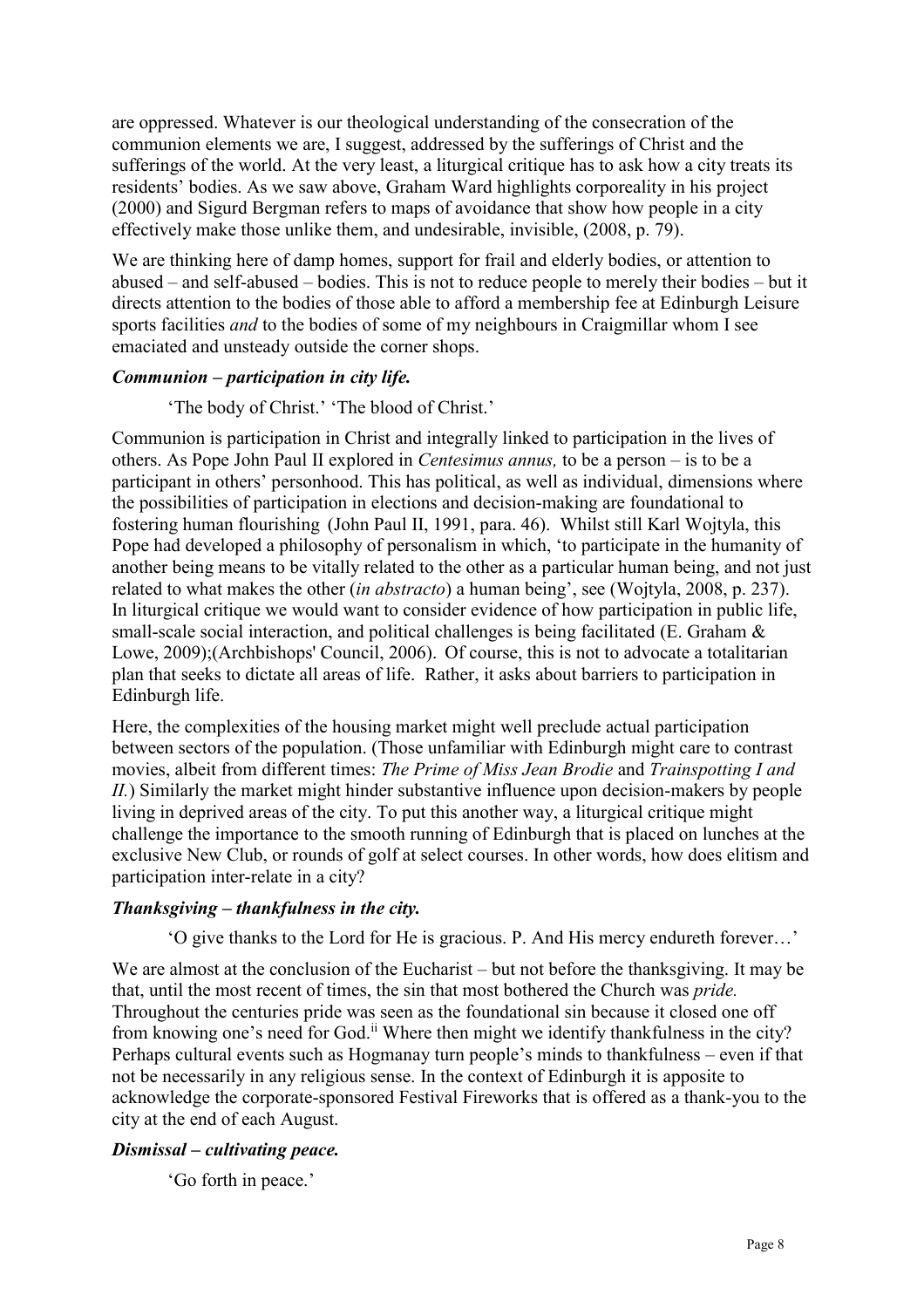are oppressed. Whatever is our theological understanding of the consecration of the communion elements we are, I suggest, addressed by the sufferings of Christ and the sufferings of the world. At the very least, a liturgical critique has to ask how a city treats its residents' bodies. As we saw above, Graham Ward highlights corporeality in his project (2000) and Sigurd Bergman refers to maps of avoidance that show how people in a city effectively make those unlike them, and undesirable, invisible, (2008, p. 79).

We are thinking here of damp homes, support for frail and elderly bodies, or attention to abused – and self-abused – bodies. This is not to reduce people to merely their bodies – but it directs attention to the bodies of those able to afford a membership fee at Edinburgh Leisure sports facilities *and* to the bodies of some of my neighbours in Craigmillar whom I see emaciated and unsteady outside the corner shops.

### *Communion – participation in city life.*

'The body of Christ.' 'The blood of Christ.'

Communion is participation in Christ and integrally linked to participation in the lives of others. As Pope John Paul II explored in *Centesimus annus,* to be a person – is to be a participant in others' personhood. This has political, as well as individual, dimensions where the possibilities of participation in elections and decision-making are foundational to fostering human flourishing (John Paul II, 1991, para. 46). Whilst still Karl Wojtyla, this Pope had developed a philosophy of personalism in which, 'to participate in the humanity of another being means to be vitally related to the other as a particular human being, and not just related to what makes the other (*in abstracto*) a human being', see (Wojtyla, 2008, p. 237). In liturgical critique we would want to consider evidence of how participation in public life, small-scale social interaction, and political challenges is being facilitated (E. Graham & Lowe, 2009);(Archbishops' Council, 2006). Of course, this is not to advocate a totalitarian plan that seeks to dictate all areas of life. Rather, it asks about barriers to participation in Edinburgh life.

Here, the complexities of the housing market might well preclude actual participation between sectors of the population. (Those unfamiliar with Edinburgh might care to contrast movies, albeit from different times: *The Prime of Miss Jean Brodie* and *Trainspotting I and II.*) Similarly the market might hinder substantive influence upon decision-makers by people living in deprived areas of the city. To put this another way, a liturgical critique might challenge the importance to the smooth running of Edinburgh that is placed on lunches at the exclusive New Club, or rounds of golf at select courses. In other words, how does elitism and participation inter-relate in a city?

### *Thanksgiving – thankfulness in the city.*

'O give thanks to the Lord for He is gracious. P. And His mercy endureth forever…'

We are almost at the conclusion of the Eucharist – but not before the thanksgiving. It may be that, until the most recent of times, the sin that most bothered the Church was *pride.* Throughout the centuries pride was seen as the foundational sin because it closed one off from knowing one's need for God.[ii] Where then might we identify thankfulness in the city? Perhaps cultural events such as Hogmanay turn people's minds to thankfulness – even if that not be necessarily in any religious sense. In the context of Edinburgh it is apposite to acknowledge the corporate-sponsored Festival Fireworks that is offered as a thank-you to the city at the end of each August.

### *Dismissal – cultivating peace.*

'Go forth in peace.'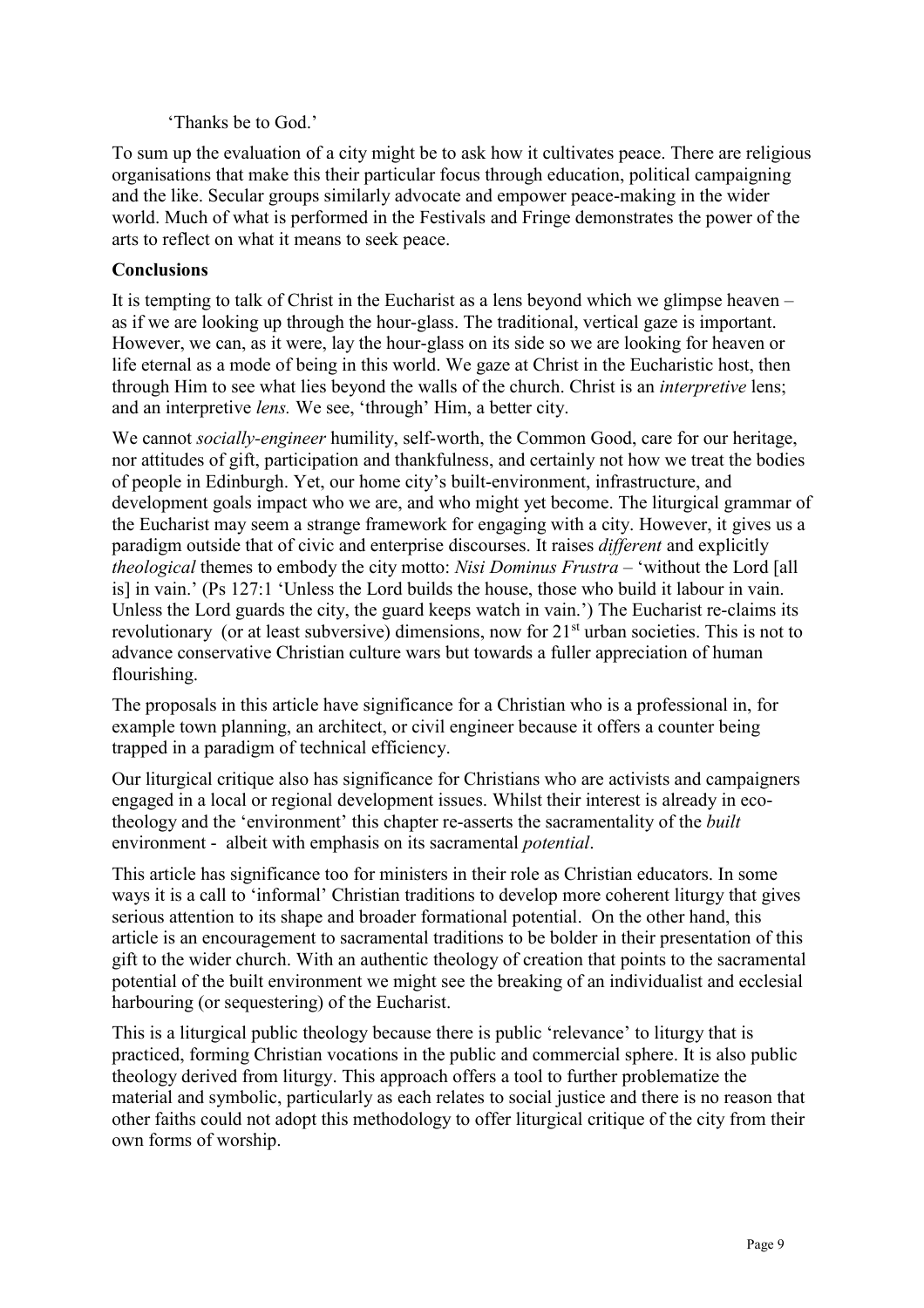'Thanks be to God.'

To sum up the evaluation of a city might be to ask how it cultivates peace. There are religious organisations that make this their particular focus through education, political campaigning and the like. Secular groups similarly advocate and empower peace-making in the wider world. Much of what is performed in the Festivals and Fringe demonstrates the power of the arts to reflect on what it means to seek peace.

**Conclusions**

It is tempting to talk of Christ in the Eucharist as a lens beyond which we glimpse heaven – as if we are looking up through the hour-glass. The traditional, vertical gaze is important. However, we can, as it were, lay the hour-glass on its side so we are looking for heaven or life eternal as a mode of being in this world. We gaze at Christ in the Eucharistic host, then through Him to see what lies beyond the walls of the church. Christ is an *interpretive* lens; and an interpretive *lens.* We see, 'through' Him, a better city.

We cannot *socially-engineer* humility, self-worth, the Common Good, care for our heritage, nor attitudes of gift, participation and thankfulness, and certainly not how we treat the bodies of people in Edinburgh. Yet, our home city's built-environment, infrastructure, and development goals impact who we are, and who might yet become. The liturgical grammar of the Eucharist may seem a strange framework for engaging with a city. However, it gives us a paradigm outside that of civic and enterprise discourses. It raises *different* and explicitly *theological* themes to embody the city motto: *Nisi Dominus Frustra* – 'without the Lord [all is] in vain.' (Ps 127:1 'Unless the Lord builds the house, those who build it labour in vain. Unless the Lord guards the city, the guard keeps watch in vain.') The Eucharist re-claims its revolutionary (or at least subversive) dimensions, now for 21[st] urban societies. This is not to advance conservative Christian culture wars but towards a fuller appreciation of human flourishing.

The proposals in this article have significance for a Christian who is a professional in, for example town planning, an architect, or civil engineer because it offers a counter being trapped in a paradigm of technical efficiency.

Our liturgical critique also has significance for Christians who are activists and campaigners engaged in a local or regional development issues. Whilst their interest is already in eco-theology and the 'environment' this chapter re-asserts the sacramentality of the *built* environment - albeit with emphasis on its sacramental *potential*.

This article has significance too for ministers in their role as Christian educators. In some ways it is a call to 'informal' Christian traditions to develop more coherent liturgy that gives serious attention to its shape and broader formational potential. On the other hand, this article is an encouragement to sacramental traditions to be bolder in their presentation of this gift to the wider church. With an authentic theology of creation that points to the sacramental potential of the built environment we might see the breaking of an individualist and ecclesial harbouring (or sequestering) of the Eucharist.

This is a liturgical public theology because there is public 'relevance' to liturgy that is practiced, forming Christian vocations in the public and commercial sphere. It is also public theology derived from liturgy. This approach offers a tool to further problematize the material and symbolic, particularly as each relates to social justice and there is no reason that other faiths could not adopt this methodology to offer liturgical critique of the city from their own forms of worship.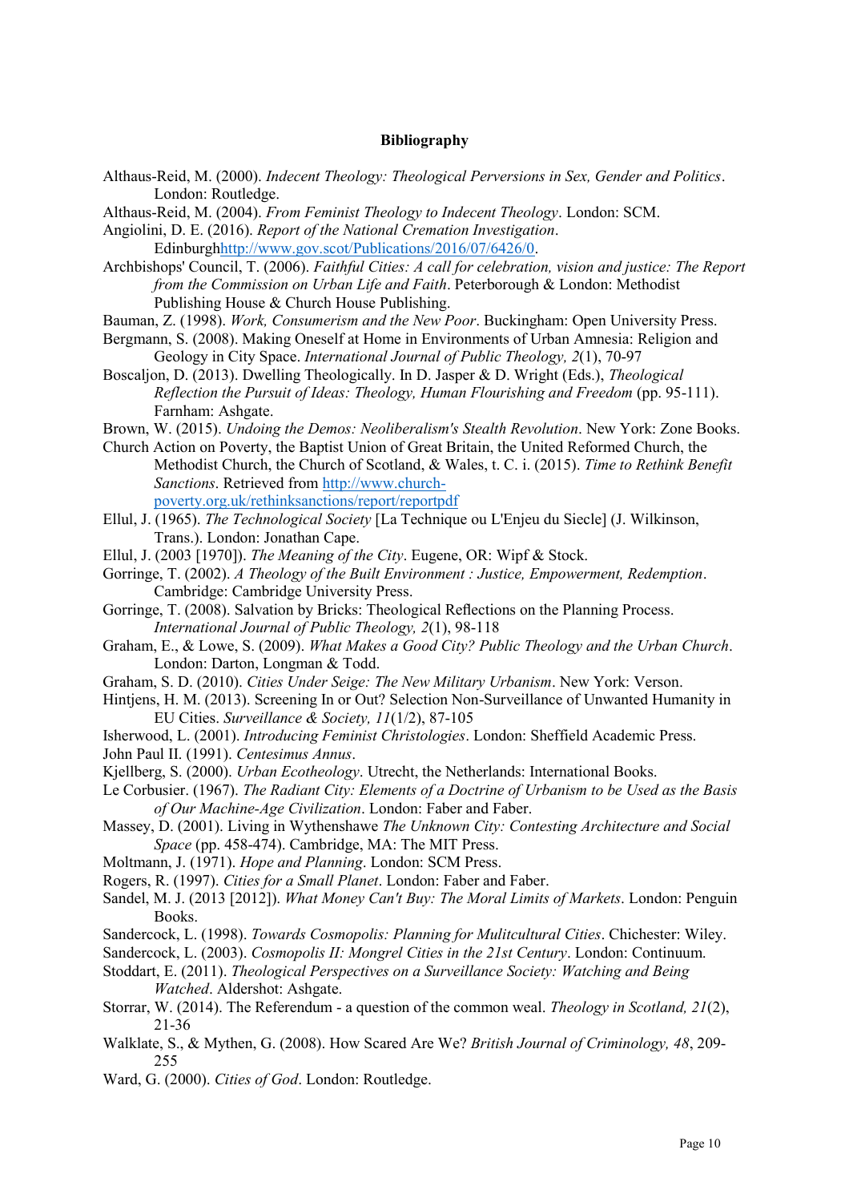**Bibliography**

Althaus-Reid, M. (2000). *Indecent Theology: Theological Perversions in Sex, Gender and Politics*. London: Routledge.

Althaus-Reid, M. (2004). *From Feminist Theology to Indecent Theology*. London: SCM.

Angiolini, D. E. (2016). *Report of the National Cremation Investigation*. Edinburghhttp://www.gov.scot/Publications/2016/07/6426/0.

Archbishops' Council, T. (2006). *Faithful Cities: A call for celebration, vision and justice: The Report from the Commission on Urban Life and Faith*. Peterborough & London: Methodist Publishing House & Church House Publishing.

Bauman, Z. (1998). *Work, Consumerism and the New Poor*. Buckingham: Open University Press.

Bergmann, S. (2008). Making Oneself at Home in Environments of Urban Amnesia: Religion and Geology in City Space. *International Journal of Public Theology, 2*(1), 70-97

Boscaljon, D. (2013). Dwelling Theologically. In D. Jasper & D. Wright (Eds.), *Theological Reflection the Pursuit of Ideas: Theology, Human Flourishing and Freedom* (pp. 95-111). Farnham: Ashgate.

Brown, W. (2015). *Undoing the Demos: Neoliberalism's Stealth Revolution*. New York: Zone Books.

Church Action on Poverty, the Baptist Union of Great Britain, the United Reformed Church, the Methodist Church, the Church of Scotland, & Wales, t. C. i. (2015). *Time to Rethink Benefit Sanctions*. Retrieved from http://www.church-poverty.org.uk/rethinksanctions/report/reportpdf

Ellul, J. (1965). *The Technological Society* [La Technique ou L'Enjeu du Siecle] (J. Wilkinson, Trans.). London: Jonathan Cape.

Ellul, J. (2003 [1970]). *The Meaning of the City*. Eugene, OR: Wipf & Stock.

Gorringe, T. (2002). *A Theology of the Built Environment : Justice, Empowerment, Redemption*. Cambridge: Cambridge University Press.

Gorringe, T. (2008). Salvation by Bricks: Theological Reflections on the Planning Process. *International Journal of Public Theology, 2*(1), 98-118

Graham, E., & Lowe, S. (2009). *What Makes a Good City? Public Theology and the Urban Church*. London: Darton, Longman & Todd.

Graham, S. D. (2010). *Cities Under Seige: The New Military Urbanism*. New York: Verson.

Hintjens, H. M. (2013). Screening In or Out? Selection Non-Surveillance of Unwanted Humanity in EU Cities. *Surveillance & Society, 11*(1/2), 87-105

Isherwood, L. (2001). *Introducing Feminist Christologies*. London: Sheffield Academic Press.

John Paul II. (1991). *Centesimus Annus*.

Kjellberg, S. (2000). *Urban Ecotheology*. Utrecht, the Netherlands: International Books.

Le Corbusier. (1967). *The Radiant City: Elements of a Doctrine of Urbanism to be Used as the Basis of Our Machine-Age Civilization*. London: Faber and Faber.

Massey, D. (2001). Living in Wythenshawe *The Unknown City: Contesting Architecture and Social Space* (pp. 458-474). Cambridge, MA: The MIT Press.

Moltmann, J. (1971). *Hope and Planning*. London: SCM Press.

Rogers, R. (1997). *Cities for a Small Planet*. London: Faber and Faber.

Sandel, M. J. (2013 [2012]). *What Money Can't Buy: The Moral Limits of Markets*. London: Penguin Books.

Sandercock, L. (1998). *Towards Cosmopolis: Planning for Mulitcultural Cities*. Chichester: Wiley.

Sandercock, L. (2003). *Cosmopolis II: Mongrel Cities in the 21st Century*. London: Continuum.

Stoddart, E. (2011). *Theological Perspectives on a Surveillance Society: Watching and Being Watched*. Aldershot: Ashgate.

Storrar, W. (2014). The Referendum - a question of the common weal. *Theology in Scotland, 21*(2), 21-36

Walklate, S., & Mythen, G. (2008). How Scared Are We? *British Journal of Criminology, 48*, 209-255

Ward, G. (2000). *Cities of God*. London: Routledge.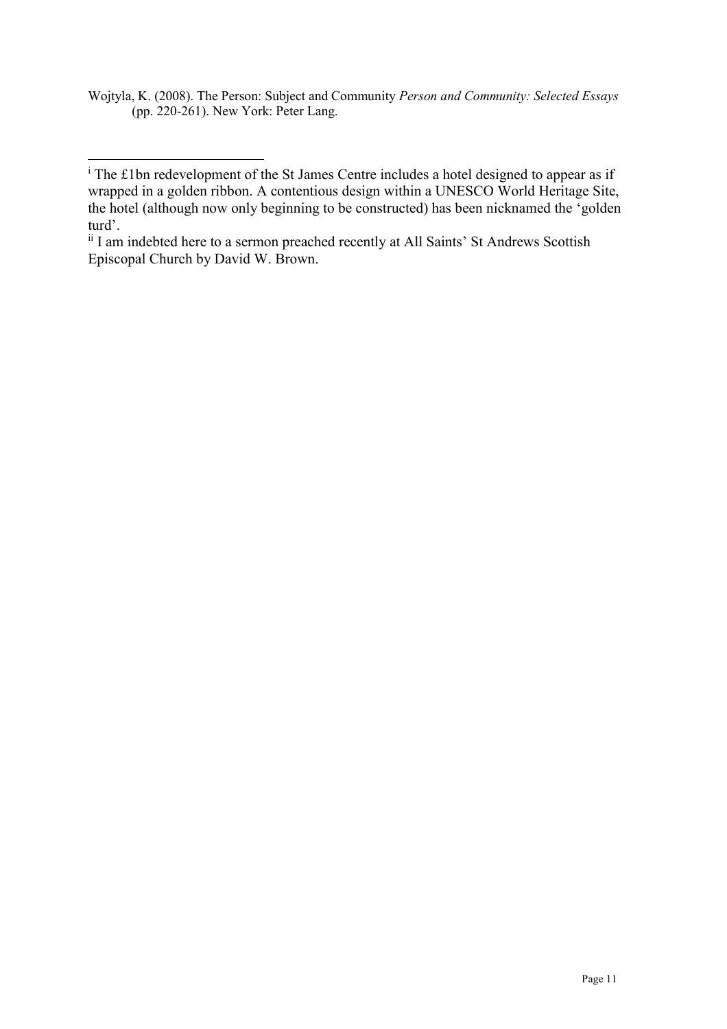Wojtyla, K. (2008). The Person: Subject and Community *Person and Community: Selected Essays* (pp. 220-261). New York: Peter Lang.

---

[i] The £1bn redevelopment of the St James Centre includes a hotel designed to appear as if wrapped in a golden ribbon. A contentious design within a UNESCO World Heritage Site, the hotel (although now only beginning to be constructed) has been nicknamed the 'golden turd'.

[ii] I am indebted here to a sermon preached recently at All Saints' St Andrews Scottish Episcopal Church by David W. Brown.